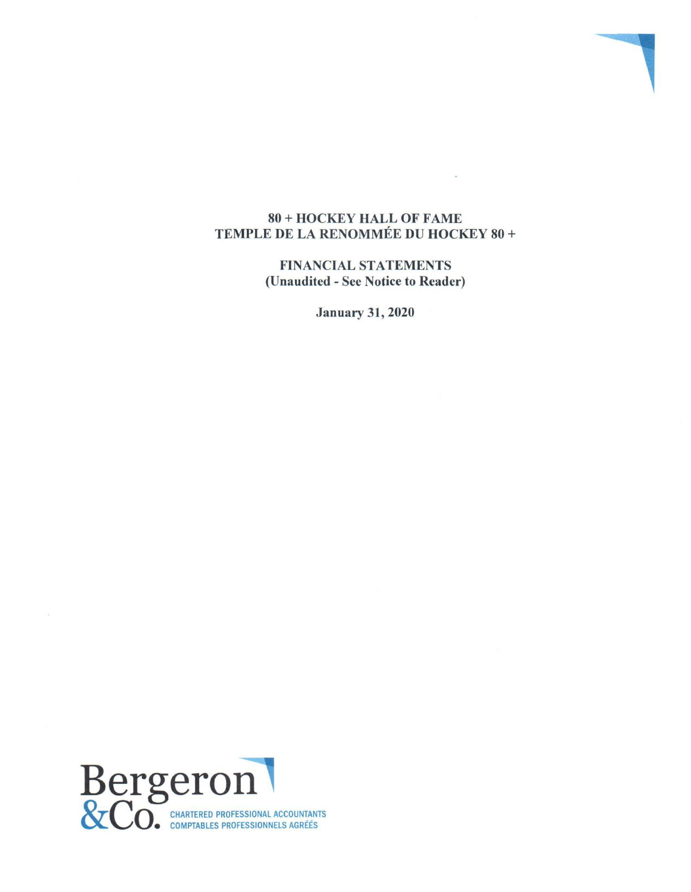# 80 + HOCKEY HALL OF FAME
# TEMPLE DE LA RENOMMÉE DU HOCKEY 80 +

## FINANCIAL STATEMENTS
**(Unaudited - See Notice to Reader)**

**January 31, 2020**

Bergeron &Co.
CHARTERED PROFESSIONAL ACCOUNTANTS
COMPTABLES PROFESSIONNELS AGRÉÉS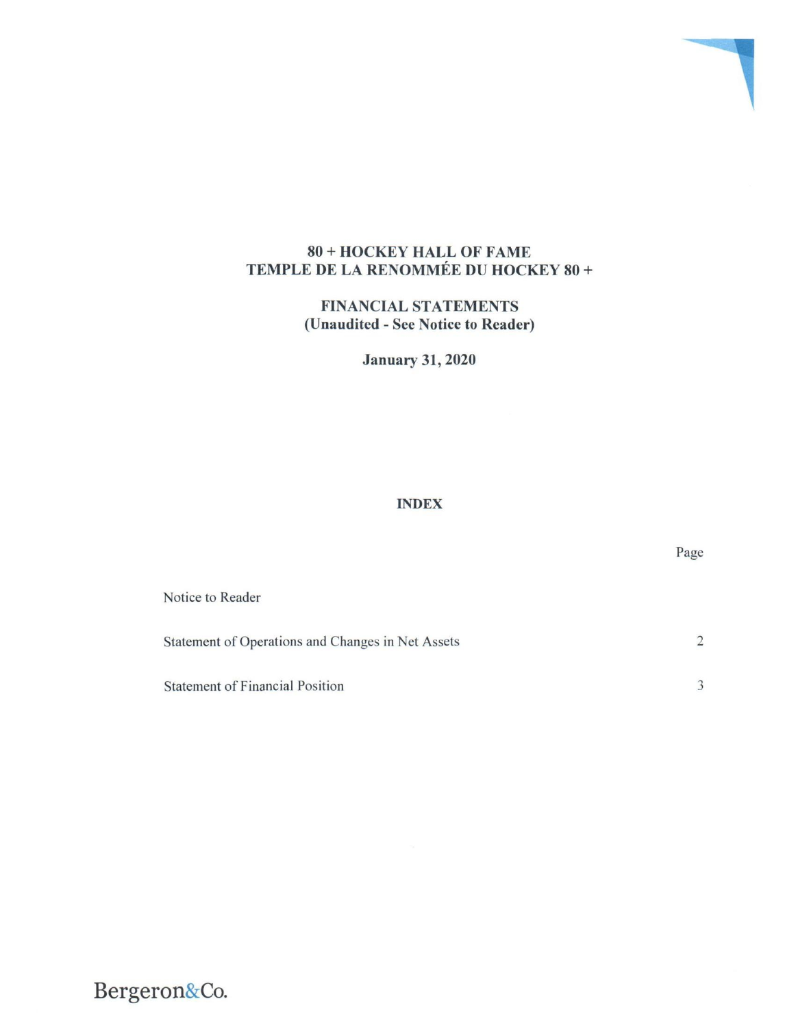# 80 + HOCKEY HALL OF FAME
# TEMPLE DE LA RENOMMÉE DU HOCKEY 80 +

## FINANCIAL STATEMENTS
## (Unaudited - See Notice to Reader)

### January 31, 2020

### INDEX

| | Page |
|---|---|
| Notice to Reader | |
| Statement of Operations and Changes in Net Assets | 2 |
| Statement of Financial Position | 3 |

Bergeron&Co.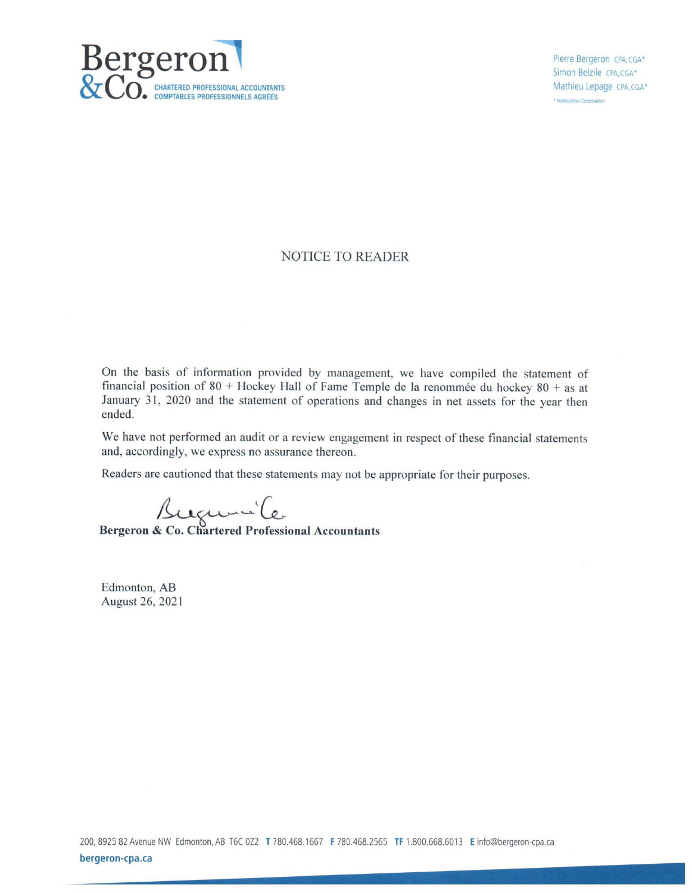**Bergeron & Co.** CHARTERED PROFESSIONAL ACCOUNTANTS
COMPTABLES PROFESSIONNELS AGRÉÉS

Pierre Bergeron CPA, CGA*
Simon Belzile CPA, CGA*
Mathieu Lepage CPA, CGA*
* Professional Corporation

## NOTICE TO READER

On the basis of information provided by management, we have compiled the statement of financial position of 80 + Hockey Hall of Fame Temple de la renommée du hockey 80 + as at January 31, 2020 and the statement of operations and changes in net assets for the year then ended.

We have not performed an audit or a review engagement in respect of these financial statements and, accordingly, we express no assurance thereon.

Readers are cautioned that these statements may not be appropriate for their purposes.

**Bergeron & Co. Chartered Professional Accountants**

Edmonton, AB
August 26, 2021

200, 8925 82 Avenue NW Edmonton, AB T6C 0Z2 **T** 780.468.1667 **F** 780.468.2565 **TF** 1.800.668.6013 **E** info@bergeron-cpa.ca
**bergeron-cpa.ca**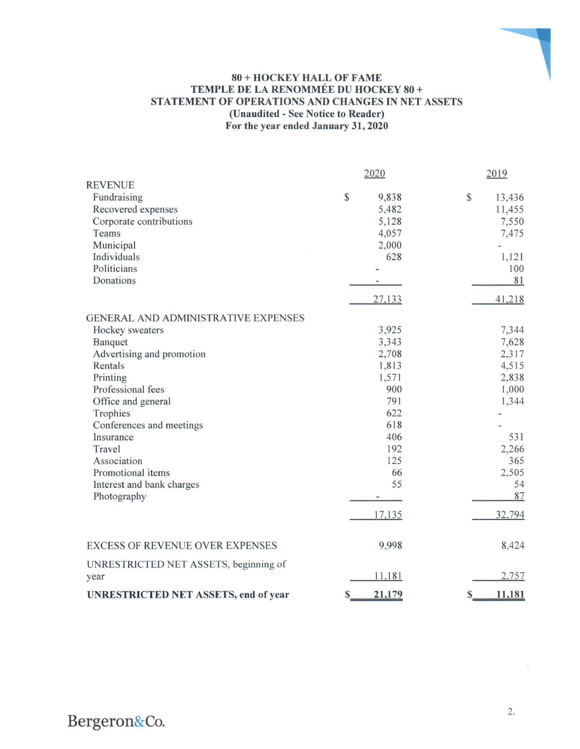# 80 + HOCKEY HALL OF FAME
## TEMPLE DE LA RENOMMÉE DU HOCKEY 80 +
## STATEMENT OF OPERATIONS AND CHANGES IN NET ASSETS
### (Unaudited - See Notice to Reader)
### For the year ended January 31, 2020

| | 2020 | 2019 |
|---|---|---|
| **REVENUE** | | |
| Fundraising | $ 9,838 | $ 13,436 |
| Recovered expenses | 5,482 | 11,455 |
| Corporate contributions | 5,128 | 7,550 |
| Teams | 4,057 | 7,475 |
| Municipal | 2,000 | - |
| Individuals | 628 | 1,121 |
| Politicians | - | 100 |
| Donations | - | 81 |
| | 27,133 | 41,218 |
| **GENERAL AND ADMINISTRATIVE EXPENSES** | | |
| Hockey sweaters | 3,925 | 7,344 |
| Banquet | 3,343 | 7,628 |
| Advertising and promotion | 2,708 | 2,317 |
| Rentals | 1,813 | 4,515 |
| Printing | 1,571 | 2,838 |
| Professional fees | 900 | 1,000 |
| Office and general | 791 | 1,344 |
| Trophies | 622 | - |
| Conferences and meetings | 618 | - |
| Insurance | 406 | 531 |
| Travel | 192 | 2,266 |
| Association | 125 | 365 |
| Promotional items | 66 | 2,505 |
| Interest and bank charges | 55 | 54 |
| Photography | - | 87 |
| | 17,135 | 32,794 |
| EXCESS OF REVENUE OVER EXPENSES | 9,998 | 8,424 |
| UNRESTRICTED NET ASSETS, beginning of year | 11,181 | 2,757 |
| **UNRESTRICTED NET ASSETS, end of year** | **$ 21,179** | **$ 11,181** |

Bergeron&Co.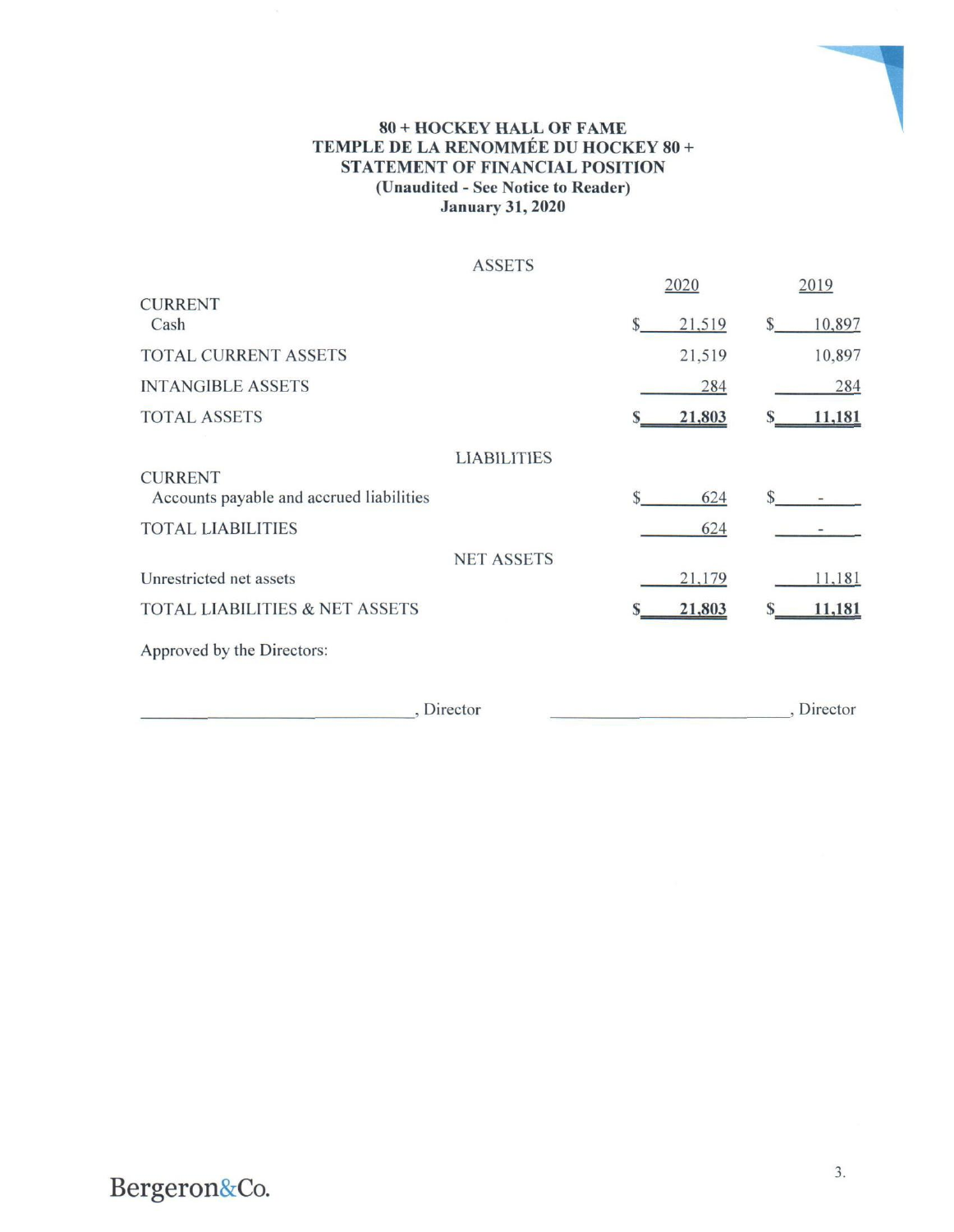**80 + HOCKEY HALL OF FAME**
**TEMPLE DE LA RENOMMÉE DU HOCKEY 80 +**
**STATEMENT OF FINANCIAL POSITION**
**(Unaudited - See Notice to Reader)**
**January 31, 2020**

| | 2020 | 2019 |
|---|---|---|
| **ASSETS** | | |
| CURRENT | | |
| Cash | $ 21,519 | $ 10,897 |
| TOTAL CURRENT ASSETS | 21,519 | 10,897 |
| INTANGIBLE ASSETS | 284 | 284 |
| TOTAL ASSETS | **$ 21,803** | **$ 11,181** |
| **LIABILITIES** | | |
| CURRENT | | |
| Accounts payable and accrued liabilities | $ 624 | $ - |
| TOTAL LIABILITIES | 624 | - |
| **NET ASSETS** | | |
| Unrestricted net assets | 21,179 | 11,181 |
| TOTAL LIABILITIES & NET ASSETS | **$ 21,803** | **$ 11,181** |

Approved by the Directors:

______________________________, Director ______________________________, Director

Bergeron&Co.